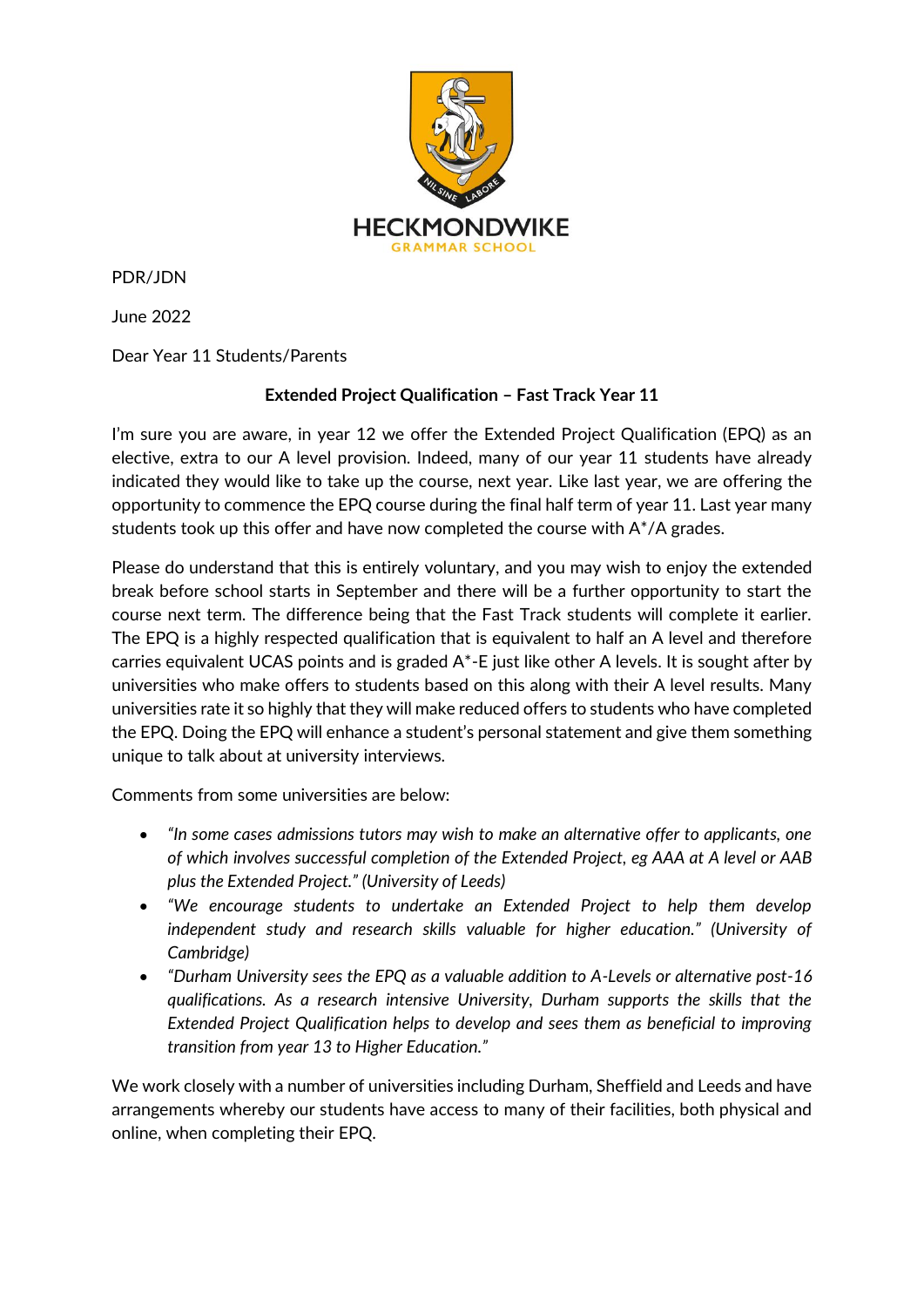HECKMONDWIKE
GRAMMAR SCHOOL

PDR/JDN

June 2022

Dear Year 11 Students/Parents

**Extended Project Qualification – Fast Track Year 11**

I'm sure you are aware, in year 12 we offer the Extended Project Qualification (EPQ) as an elective, extra to our A level provision. Indeed, many of our year 11 students have already indicated they would like to take up the course, next year. Like last year, we are offering the opportunity to commence the EPQ course during the final half term of year 11. Last year many students took up this offer and have now completed the course with A*/A grades.

Please do understand that this is entirely voluntary, and you may wish to enjoy the extended break before school starts in September and there will be a further opportunity to start the course next term. The difference being that the Fast Track students will complete it earlier. The EPQ is a highly respected qualification that is equivalent to half an A level and therefore carries equivalent UCAS points and is graded A*-E just like other A levels. It is sought after by universities who make offers to students based on this along with their A level results. Many universities rate it so highly that they will make reduced offers to students who have completed the EPQ. Doing the EPQ will enhance a student's personal statement and give them something unique to talk about at university interviews.

Comments from some universities are below:

- *"In some cases admissions tutors may wish to make an alternative offer to applicants, one of which involves successful completion of the Extended Project, eg AAA at A level or AAB plus the Extended Project." (University of Leeds)*
- *"We encourage students to undertake an Extended Project to help them develop independent study and research skills valuable for higher education." (University of Cambridge)*
- *"Durham University sees the EPQ as a valuable addition to A-Levels or alternative post-16 qualifications. As a research intensive University, Durham supports the skills that the Extended Project Qualification helps to develop and sees them as beneficial to improving transition from year 13 to Higher Education."*

We work closely with a number of universities including Durham, Sheffield and Leeds and have arrangements whereby our students have access to many of their facilities, both physical and online, when completing their EPQ.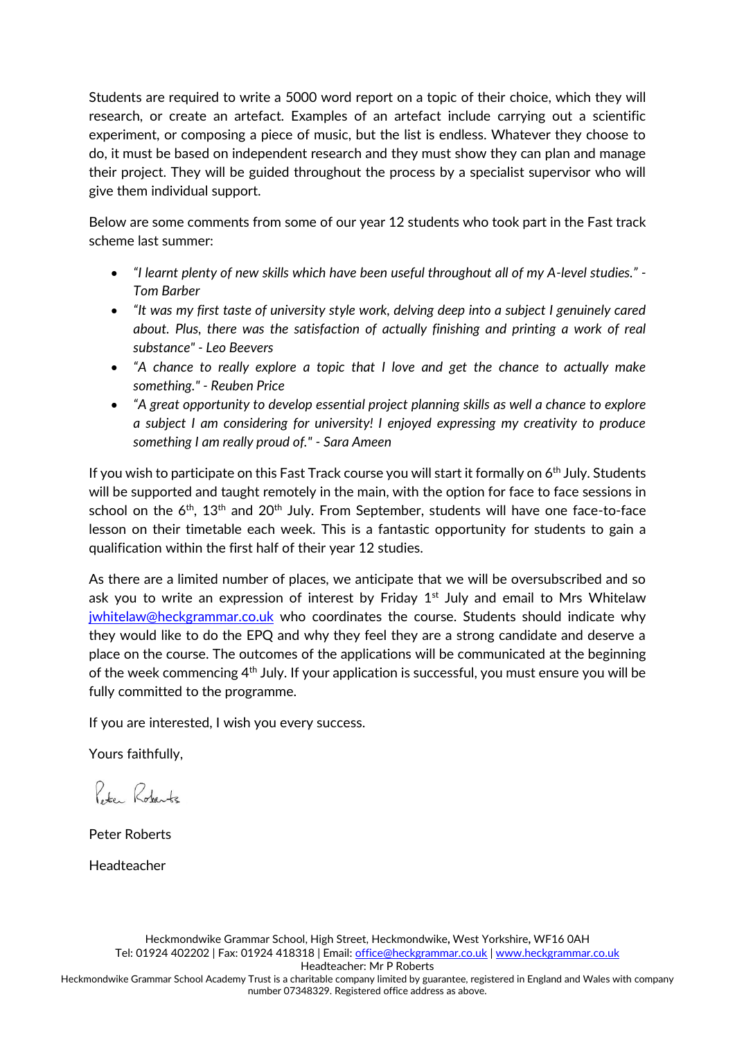Students are required to write a 5000 word report on a topic of their choice, which they will research, or create an artefact. Examples of an artefact include carrying out a scientific experiment, or composing a piece of music, but the list is endless. Whatever they choose to do, it must be based on independent research and they must show they can plan and manage their project. They will be guided throughout the process by a specialist supervisor who will give them individual support.

Below are some comments from some of our year 12 students who took part in the Fast track scheme last summer:

- *"I learnt plenty of new skills which have been useful throughout all of my A-level studies." - Tom Barber*
- *"It was my first taste of university style work, delving deep into a subject I genuinely cared about. Plus, there was the satisfaction of actually finishing and printing a work of real substance" - Leo Beevers*
- *"A chance to really explore a topic that I love and get the chance to actually make something." - Reuben Price*
- *"A great opportunity to develop essential project planning skills as well a chance to explore a subject I am considering for university! I enjoyed expressing my creativity to produce something I am really proud of." - Sara Ameen*

If you wish to participate on this Fast Track course you will start it formally on 6th July. Students will be supported and taught remotely in the main, with the option for face to face sessions in school on the 6th, 13th and 20th July. From September, students will have one face-to-face lesson on their timetable each week. This is a fantastic opportunity for students to gain a qualification within the first half of their year 12 studies.

As there are a limited number of places, we anticipate that we will be oversubscribed and so ask you to write an expression of interest by Friday 1st July and email to Mrs Whitelaw jwhitelaw@heckgrammar.co.uk who coordinates the course. Students should indicate why they would like to do the EPQ and why they feel they are a strong candidate and deserve a place on the course. The outcomes of the applications will be communicated at the beginning of the week commencing 4th July. If your application is successful, you must ensure you will be fully committed to the programme.

If you are interested, I wish you every success.

Yours faithfully,

Peter Roberts

Peter Roberts

Headteacher

Heckmondwike Grammar School, High Street, Heckmondwike, West Yorkshire, WF16 0AH
Tel: 01924 402202 | Fax: 01924 418318 | Email: office@heckgrammar.co.uk | www.heckgrammar.co.uk
Headteacher: Mr P Roberts
Heckmondwike Grammar School Academy Trust is a charitable company limited by guarantee, registered in England and Wales with company number 07348329. Registered office address as above.